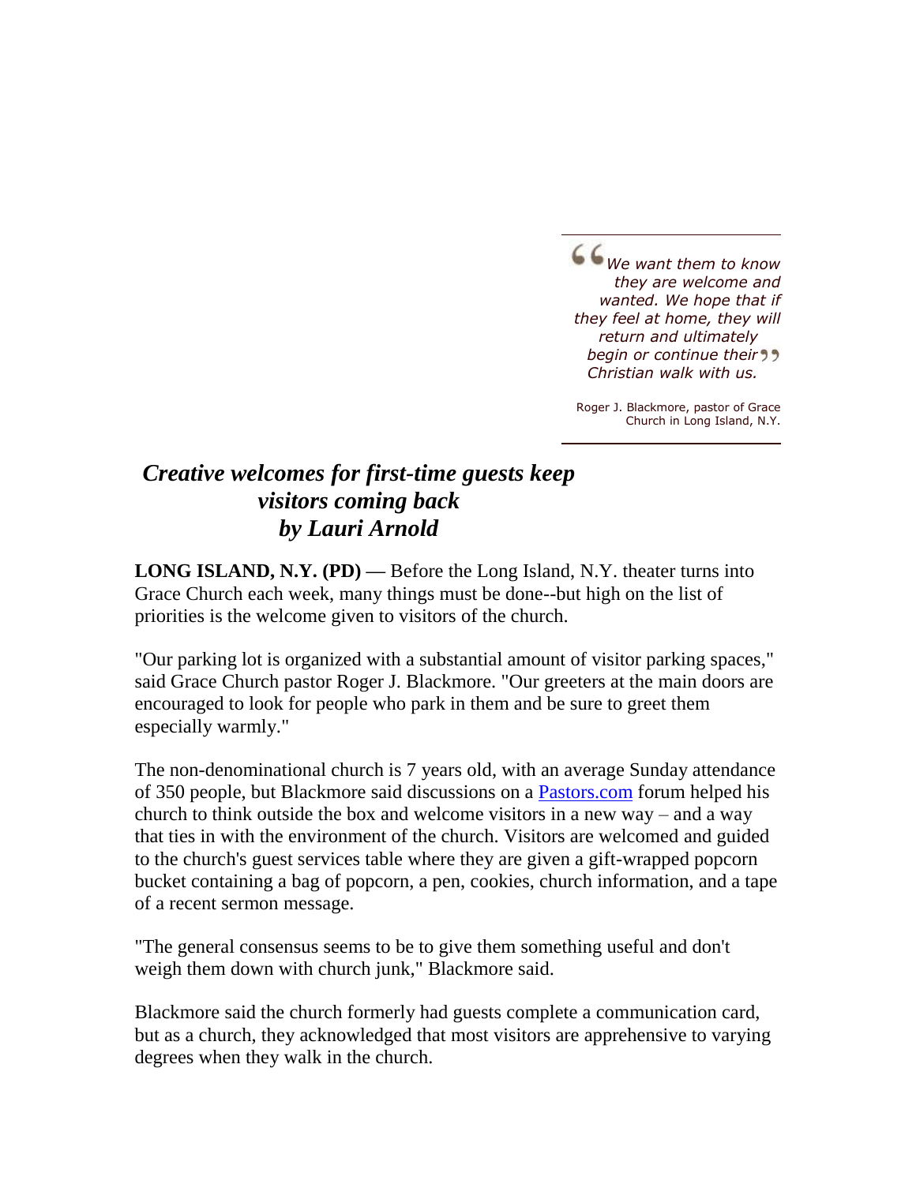> *We want them to know they are welcome and wanted. We hope that if they feel at home, they will return and ultimately begin or continue their Christian walk with us.*
>
> Roger J. Blackmore, pastor of Grace Church in Long Island, N.Y.

## *Creative welcomes for first-time guests keep visitors coming back*
## *by Lauri Arnold*

**LONG ISLAND, N.Y. (PD) —** Before the Long Island, N.Y. theater turns into Grace Church each week, many things must be done--but high on the list of priorities is the welcome given to visitors of the church.

"Our parking lot is organized with a substantial amount of visitor parking spaces," said Grace Church pastor Roger J. Blackmore. "Our greeters at the main doors are encouraged to look for people who park in them and be sure to greet them especially warmly."

The non-denominational church is 7 years old, with an average Sunday attendance of 350 people, but Blackmore said discussions on a Pastors.com forum helped his church to think outside the box and welcome visitors in a new way – and a way that ties in with the environment of the church. Visitors are welcomed and guided to the church's guest services table where they are given a gift-wrapped popcorn bucket containing a bag of popcorn, a pen, cookies, church information, and a tape of a recent sermon message.

"The general consensus seems to be to give them something useful and don't weigh them down with church junk," Blackmore said.

Blackmore said the church formerly had guests complete a communication card, but as a church, they acknowledged that most visitors are apprehensive to varying degrees when they walk in the church.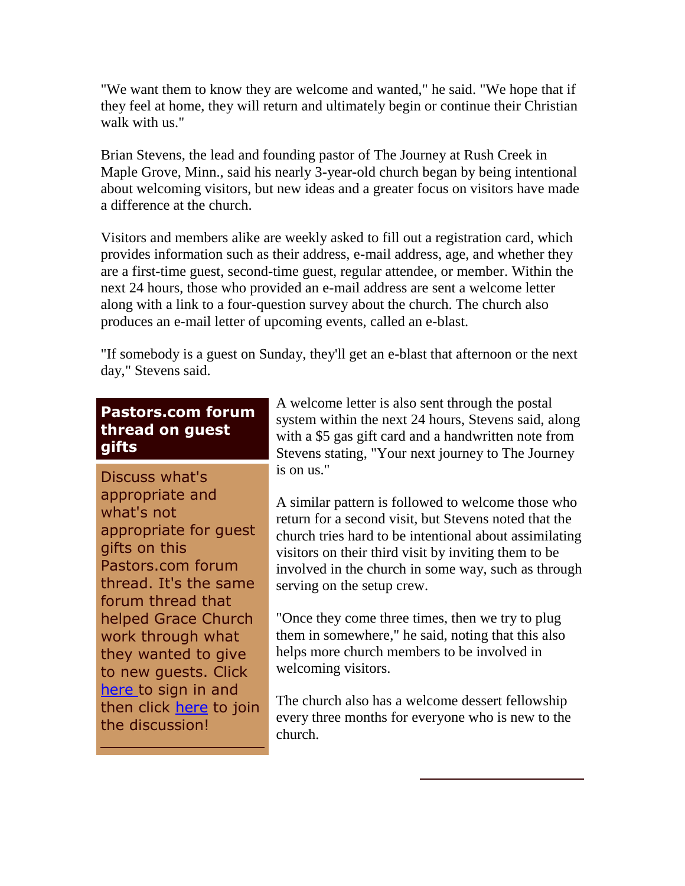"We want them to know they are welcome and wanted," he said. "We hope that if they feel at home, they will return and ultimately begin or continue their Christian walk with us."

Brian Stevens, the lead and founding pastor of The Journey at Rush Creek in Maple Grove, Minn., said his nearly 3-year-old church began by being intentional about welcoming visitors, but new ideas and a greater focus on visitors have made a difference at the church.

Visitors and members alike are weekly asked to fill out a registration card, which provides information such as their address, e-mail address, age, and whether they are a first-time guest, second-time guest, regular attendee, or member. Within the next 24 hours, those who provided an e-mail address are sent a welcome letter along with a link to a four-question survey about the church. The church also produces an e-mail letter of upcoming events, called an e-blast.

"If somebody is a guest on Sunday, they'll get an e-blast that afternoon or the next day," Stevens said.

A welcome letter is also sent through the postal system within the next 24 hours, Stevens said, along with a $5 gas gift card and a handwritten note from Stevens stating, "Your next journey to The Journey is on us."

A similar pattern is followed to welcome those who return for a second visit, but Stevens noted that the church tries hard to be intentional about assimilating visitors on their third visit by inviting them to be involved in the church in some way, such as through serving on the setup crew.

"Once they come three times, then we try to plug them in somewhere," he said, noting that this also helps more church members to be involved in welcoming visitors.

The church also has a welcome dessert fellowship every three months for everyone who is new to the church.

**Pastors.com forum thread on guest gifts**

Discuss what's appropriate and what's not appropriate for guest gifts on this Pastors.com forum thread. It's the same forum thread that helped Grace Church work through what they wanted to give to new guests. Click here to sign in and then click here to join the discussion!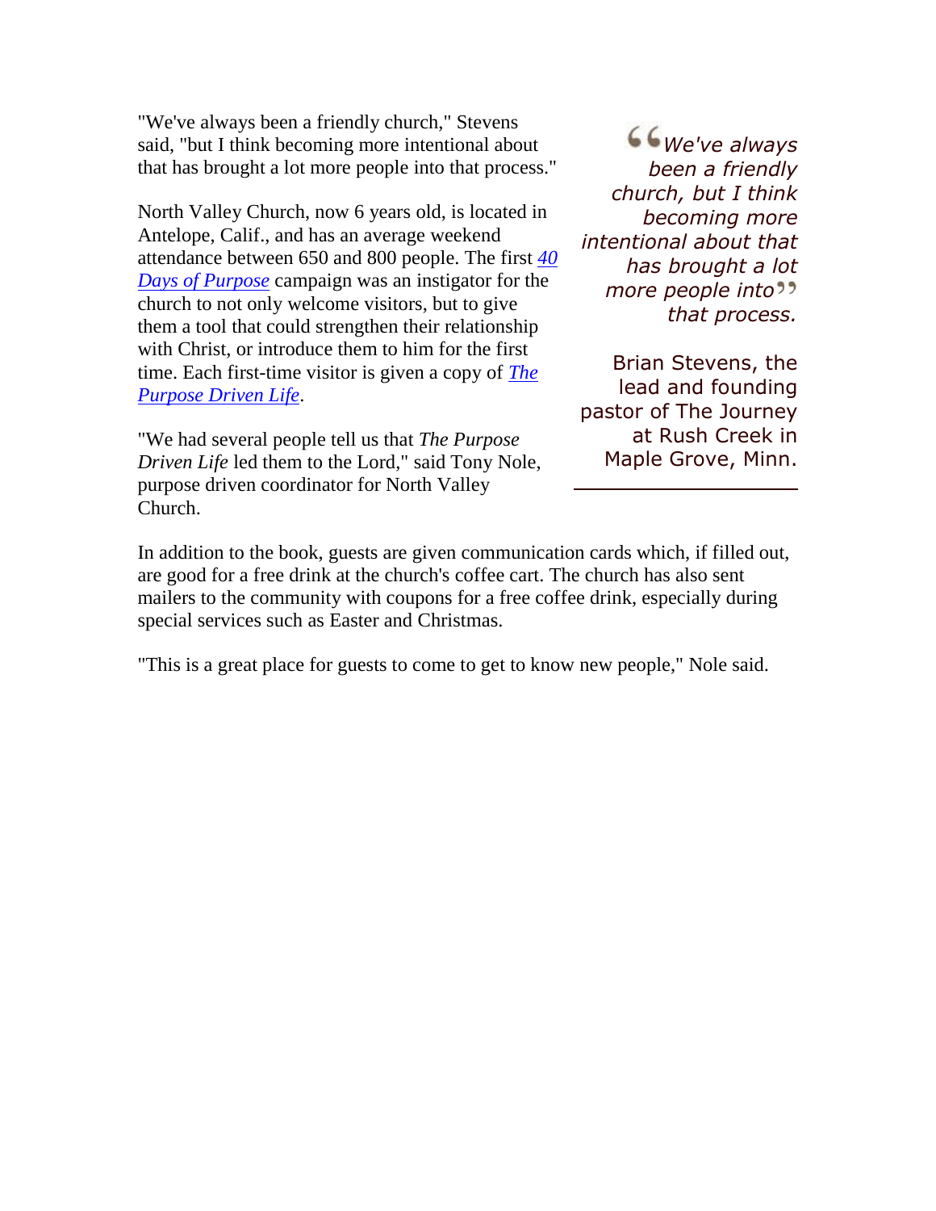"We've always been a friendly church," Stevens said, "but I think becoming more intentional about that has brought a lot more people into that process."

> *We've always been a friendly church, but I think becoming more intentional about that has brought a lot more people into that process.*
>
> Brian Stevens, the lead and founding pastor of The Journey at Rush Creek in Maple Grove, Minn.

North Valley Church, now 6 years old, is located in Antelope, Calif., and has an average weekend attendance between 650 and 800 people. The first *40 Days of Purpose* campaign was an instigator for the church to not only welcome visitors, but to give them a tool that could strengthen their relationship with Christ, or introduce them to him for the first time. Each first-time visitor is given a copy of *The Purpose Driven Life*.

"We had several people tell us that *The Purpose Driven Life* led them to the Lord," said Tony Nole, purpose driven coordinator for North Valley Church.

In addition to the book, guests are given communication cards which, if filled out, are good for a free drink at the church's coffee cart. The church has also sent mailers to the community with coupons for a free coffee drink, especially during special services such as Easter and Christmas.

"This is a great place for guests to come to get to know new people," Nole said.